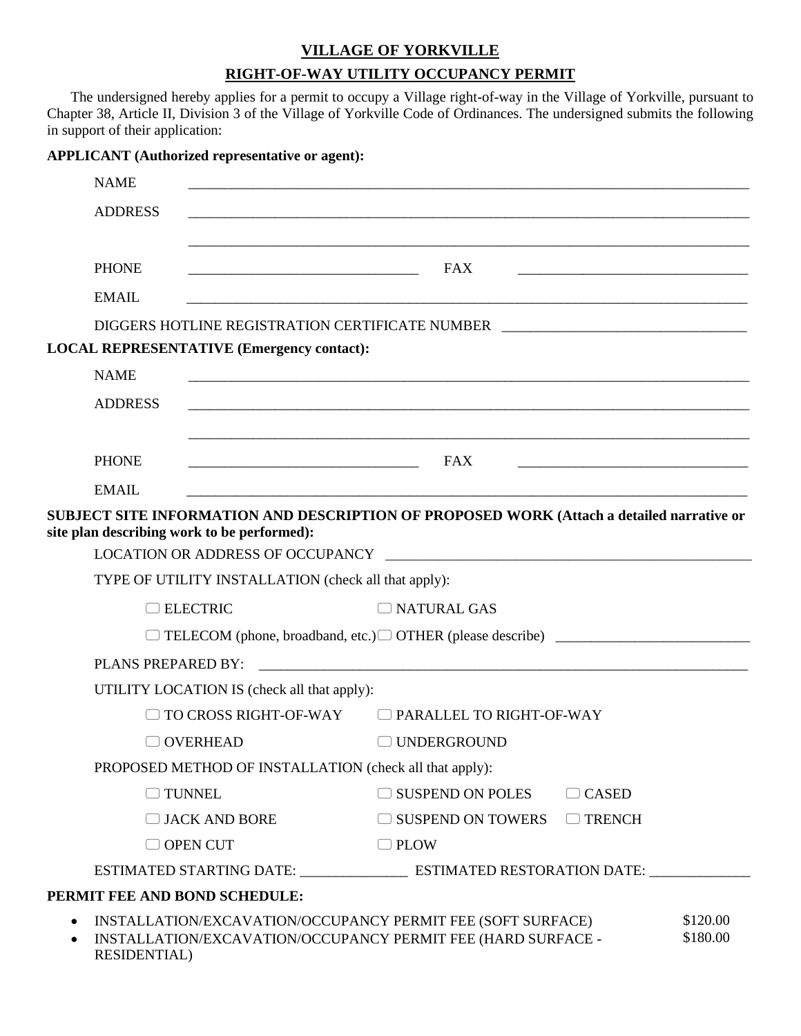# VILLAGE OF YORKVILLE

## RIGHT-OF-WAY UTILITY OCCUPANCY PERMIT

The undersigned hereby applies for a permit to occupy a Village right-of-way in the Village of Yorkville, pursuant to Chapter 38, Article II, Division 3 of the Village of Yorkville Code of Ordinances. The undersigned submits the following in support of their application:

**APPLICANT (Authorized representative or agent):**

NAME ______________________________________________________________________________

ADDRESS ______________________________________________________________________________

______________________________________________________________________________

PHONE ________________________________ FAX ________________________________

EMAIL ______________________________________________________________________________

DIGGERS HOTLINE REGISTRATION CERTIFICATE NUMBER ________________________________

**LOCAL REPRESENTATIVE (Emergency contact):**

NAME ______________________________________________________________________________

ADDRESS ______________________________________________________________________________

______________________________________________________________________________

PHONE ________________________________ FAX ________________________________

EMAIL ______________________________________________________________________________

**SUBJECT SITE INFORMATION AND DESCRIPTION OF PROPOSED WORK (Attach a detailed narrative or site plan describing work to be performed):**

LOCATION OR ADDRESS OF OCCUPANCY ____________________________________________________

TYPE OF UTILITY INSTALLATION (check all that apply):

- ☐ ELECTRIC
- ☐ NATURAL GAS
- ☐ TELECOM (phone, broadband, etc.)
- ☐ OTHER (please describe) ___________________________

PLANS PREPARED BY: ______________________________________________________________________

UTILITY LOCATION IS (check all that apply):

- ☐ TO CROSS RIGHT-OF-WAY
- ☐ PARALLEL TO RIGHT-OF-WAY
- ☐ OVERHEAD
- ☐ UNDERGROUND

PROPOSED METHOD OF INSTALLATION (check all that apply):

- ☐ TUNNEL
- ☐ SUSPEND ON POLES
- ☐ CASED
- ☐ JACK AND BORE
- ☐ SUSPEND ON TOWERS
- ☐ TRENCH
- ☐ OPEN CUT
- ☐ PLOW

ESTIMATED STARTING DATE: _______________ ESTIMATED RESTORATION DATE: ______________

**PERMIT FEE AND BOND SCHEDULE:**

- INSTALLATION/EXCAVATION/OCCUPANCY PERMIT FEE (SOFT SURFACE) $120.00
- INSTALLATION/EXCAVATION/OCCUPANCY PERMIT FEE (HARD SURFACE - RESIDENTIAL) $180.00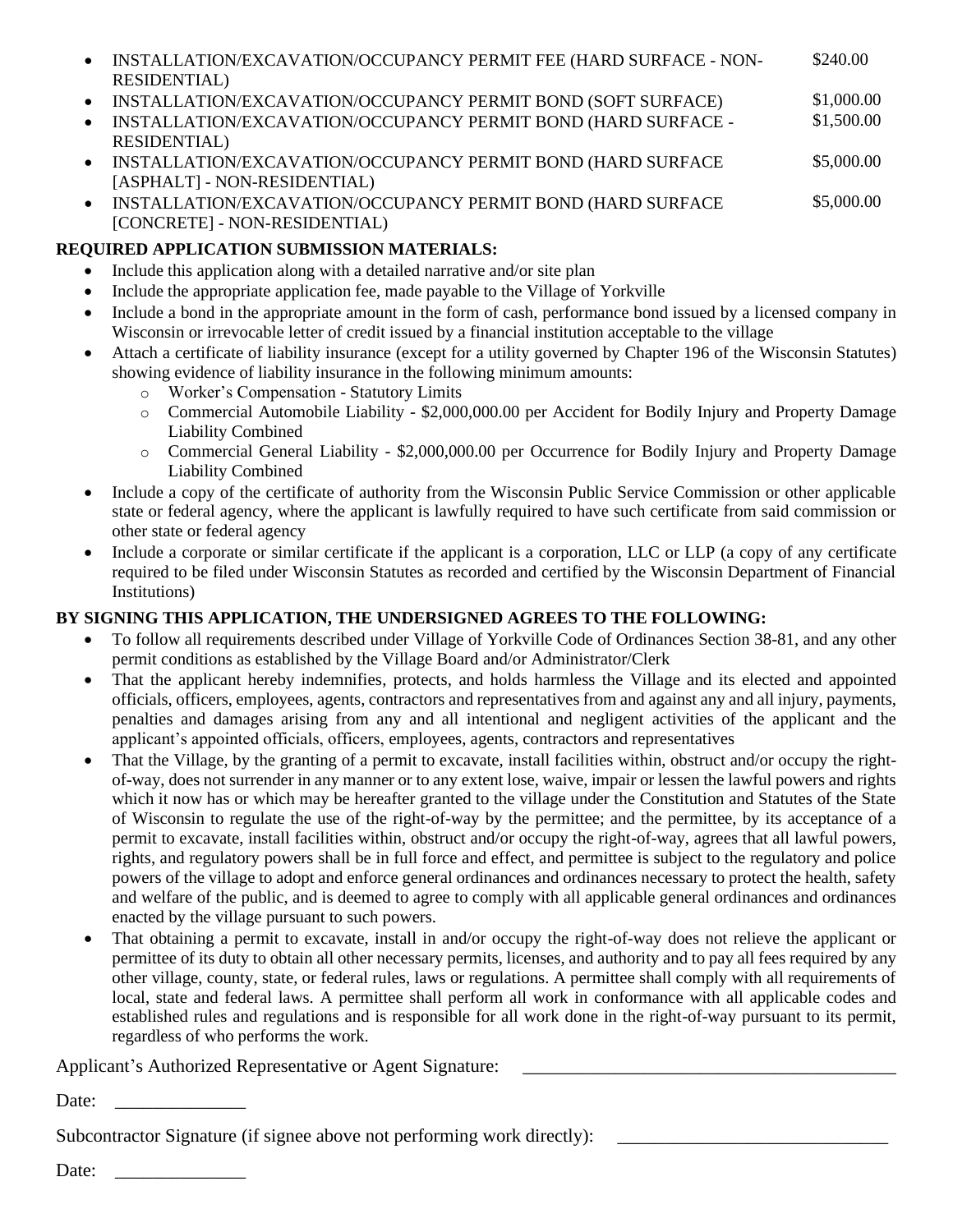- INSTALLATION/EXCAVATION/OCCUPANCY PERMIT FEE (HARD SURFACE - NON-RESIDENTIAL) $240.00
- INSTALLATION/EXCAVATION/OCCUPANCY PERMIT BOND (SOFT SURFACE) $1,000.00
- INSTALLATION/EXCAVATION/OCCUPANCY PERMIT BOND (HARD SURFACE - RESIDENTIAL) $1,500.00
- INSTALLATION/EXCAVATION/OCCUPANCY PERMIT BOND (HARD SURFACE [ASPHALT] - NON-RESIDENTIAL) $5,000.00
- INSTALLATION/EXCAVATION/OCCUPANCY PERMIT BOND (HARD SURFACE [CONCRETE] - NON-RESIDENTIAL) $5,000.00

**REQUIRED APPLICATION SUBMISSION MATERIALS:**

- Include this application along with a detailed narrative and/or site plan
- Include the appropriate application fee, made payable to the Village of Yorkville
- Include a bond in the appropriate amount in the form of cash, performance bond issued by a licensed company in Wisconsin or irrevocable letter of credit issued by a financial institution acceptable to the village
- Attach a certificate of liability insurance (except for a utility governed by Chapter 196 of the Wisconsin Statutes) showing evidence of liability insurance in the following minimum amounts:
  - Worker's Compensation - Statutory Limits
  - Commercial Automobile Liability - $2,000,000.00 per Accident for Bodily Injury and Property Damage Liability Combined
  - Commercial General Liability - $2,000,000.00 per Occurrence for Bodily Injury and Property Damage Liability Combined
- Include a copy of the certificate of authority from the Wisconsin Public Service Commission or other applicable state or federal agency, where the applicant is lawfully required to have such certificate from said commission or other state or federal agency
- Include a corporate or similar certificate if the applicant is a corporation, LLC or LLP (a copy of any certificate required to be filed under Wisconsin Statutes as recorded and certified by the Wisconsin Department of Financial Institutions)

**BY SIGNING THIS APPLICATION, THE UNDERSIGNED AGREES TO THE FOLLOWING:**

- To follow all requirements described under Village of Yorkville Code of Ordinances Section 38-81, and any other permit conditions as established by the Village Board and/or Administrator/Clerk
- That the applicant hereby indemnifies, protects, and holds harmless the Village and its elected and appointed officials, officers, employees, agents, contractors and representatives from and against any and all injury, payments, penalties and damages arising from any and all intentional and negligent activities of the applicant and the applicant's appointed officials, officers, employees, agents, contractors and representatives
- That the Village, by the granting of a permit to excavate, install facilities within, obstruct and/or occupy the right-of-way, does not surrender in any manner or to any extent lose, waive, impair or lessen the lawful powers and rights which it now has or which may be hereafter granted to the village under the Constitution and Statutes of the State of Wisconsin to regulate the use of the right-of-way by the permittee; and the permittee, by its acceptance of a permit to excavate, install facilities within, obstruct and/or occupy the right-of-way, agrees that all lawful powers, rights, and regulatory powers shall be in full force and effect, and permittee is subject to the regulatory and police powers of the village to adopt and enforce general ordinances and ordinances necessary to protect the health, safety and welfare of the public, and is deemed to agree to comply with all applicable general ordinances and ordinances enacted by the village pursuant to such powers.
- That obtaining a permit to excavate, install in and/or occupy the right-of-way does not relieve the applicant or permittee of its duty to obtain all other necessary permits, licenses, and authority and to pay all fees required by any other village, county, state, or federal rules, laws or regulations. A permittee shall comply with all requirements of local, state and federal laws. A permittee shall perform all work in conformance with all applicable codes and established rules and regulations and is responsible for all work done in the right-of-way pursuant to its permit, regardless of who performs the work.

Applicant's Authorized Representative or Agent Signature: ________________________________________

Date: ______________

Subcontractor Signature (if signee above not performing work directly): ____________________________

Date: ______________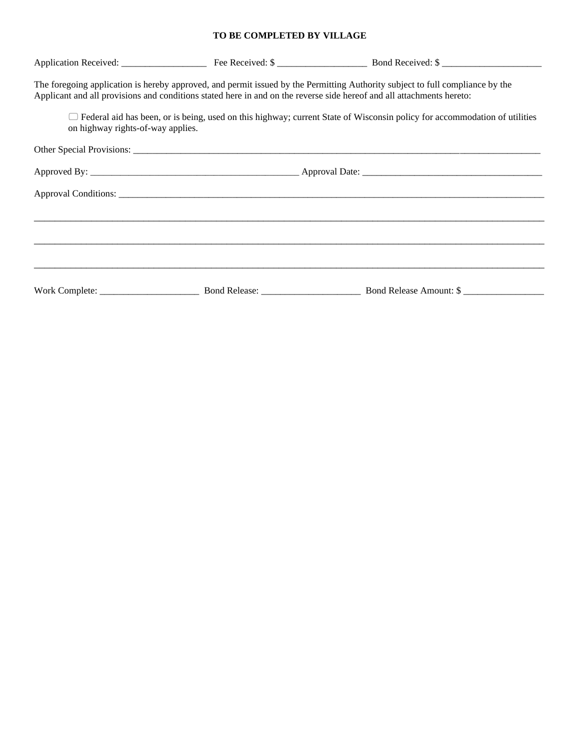**TO BE COMPLETED BY VILLAGE**

Application Received: __________________ Fee Received: $ ___________________ Bond Received: $ _____________________

The foregoing application is hereby approved, and permit issued by the Permitting Authority subject to full compliance by the Applicant and all provisions and conditions stated here in and on the reverse side hereof and all attachments hereto:

☐ Federal aid has been, or is being, used on this highway; current State of Wisconsin policy for accommodation of utilities on highway rights-of-way applies.

Other Special Provisions: ______________________________________________________________________________________

Approved By: ____________________________________________ Approval Date: ______________________________________

Approval Conditions: ______________________________________________________________________________________________

____________________________________________________________________________________________________________

____________________________________________________________________________________________________________

____________________________________________________________________________________________________________

Work Complete: _____________________ Bond Release: _____________________ Bond Release Amount: $ _________________